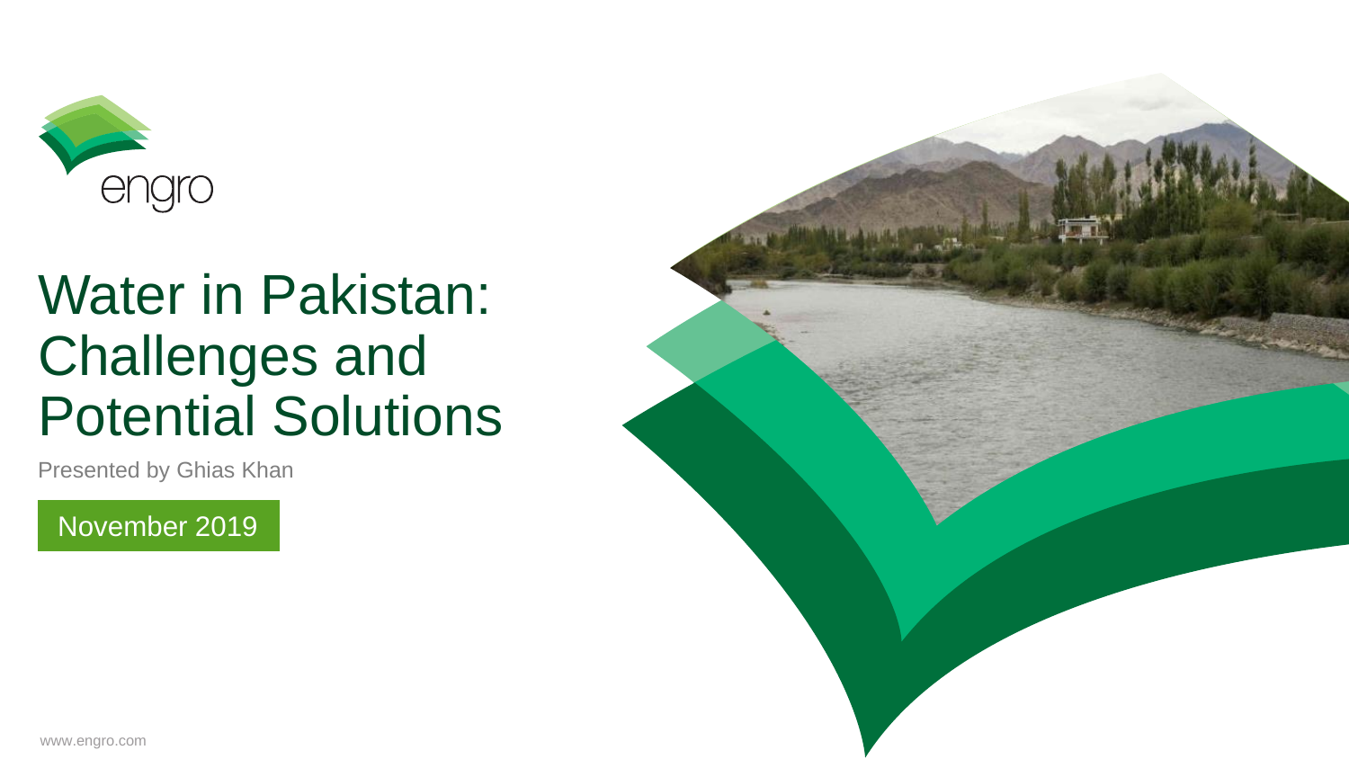engro

# Water in Pakistan: Challenges and Potential Solutions

Presented by Ghias Khan

November 2019

www.engro.com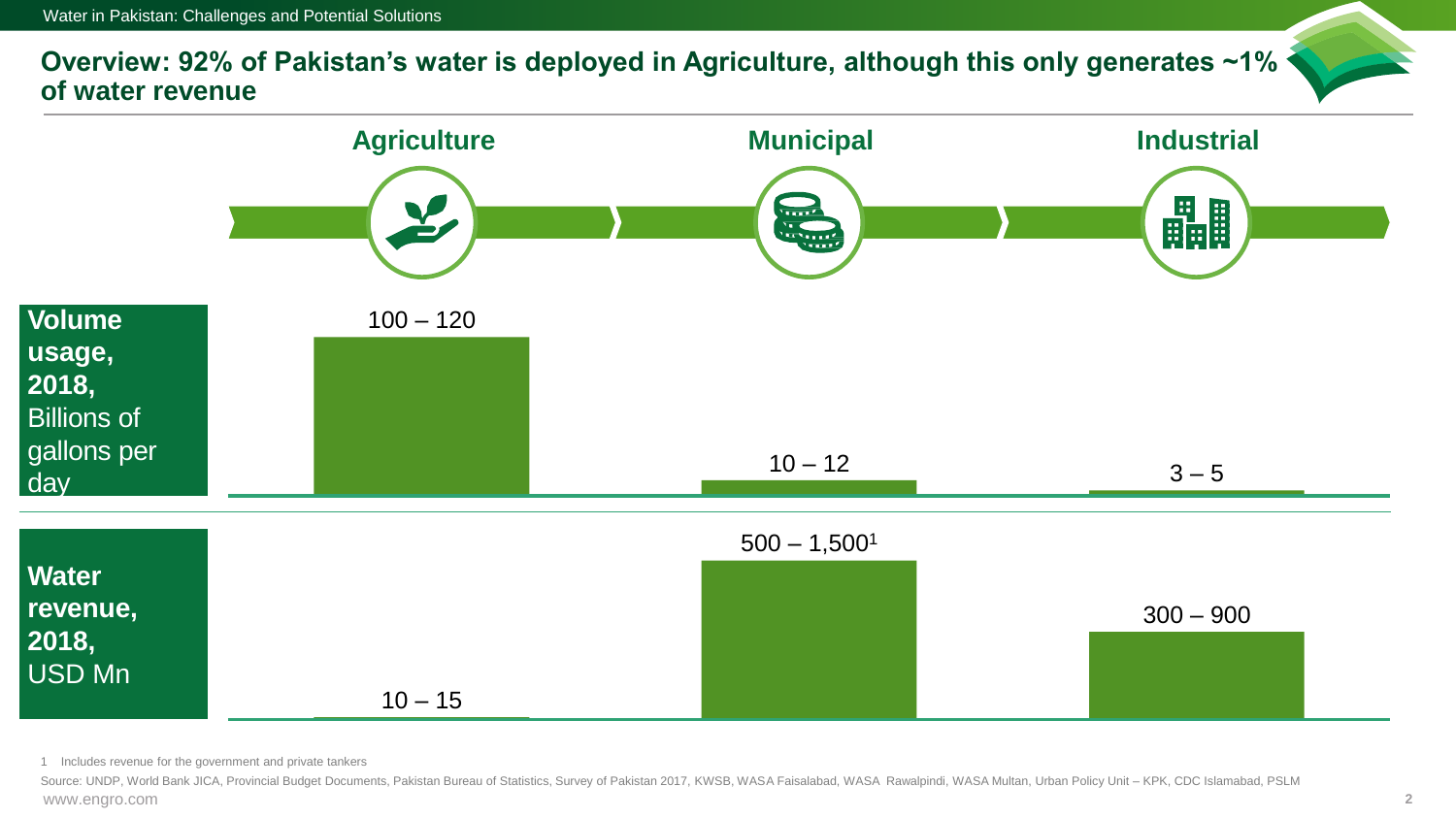## Overview: 92% of Pakistan's water is deployed in Agriculture, although this only generates ~1% of water revenue

| | Agriculture | Municipal | Industrial |
|---|---|---|---|
| **Volume usage, 2018,** Billions of gallons per day | 100 – 120 | 10 – 12 | 3 – 5 |
| **Water revenue, 2018,** USD Mn | 10 – 15 | 500 – 1,500[1] | 300 – 900 |

1 Includes revenue for the government and private tankers

Source: UNDP, World Bank JICA, Provincial Budget Documents, Pakistan Bureau of Statistics, Survey of Pakistan 2017, KWSB, WASA Faisalabad, WASA Rawalpindi, WASA Multan, Urban Policy Unit – KPK, CDC Islamabad, PSLM

www.engro.com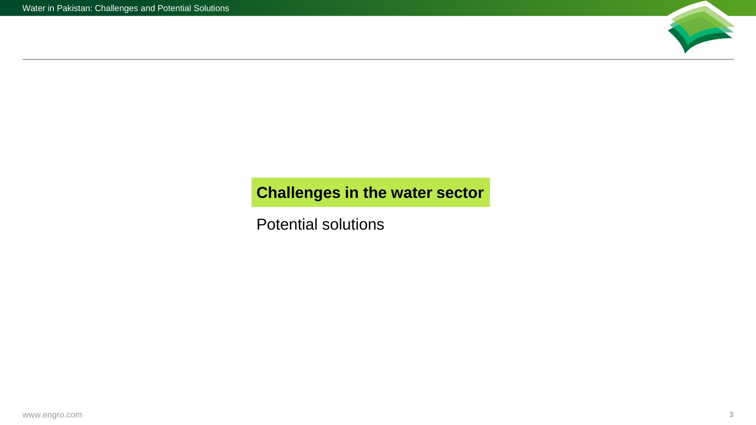**Challenges in the water sector**

Potential solutions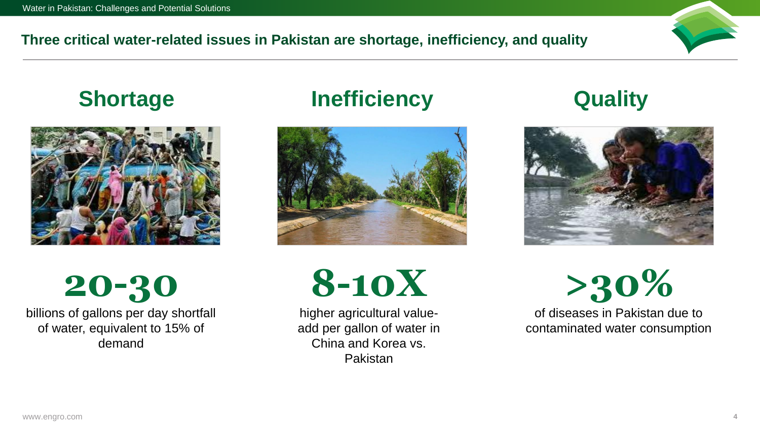## Three critical water-related issues in Pakistan are shortage, inefficiency, and quality

### Shortage

**20-30**

billions of gallons per day shortfall of water, equivalent to 15% of demand

### Inefficiency

**8-10X**

higher agricultural value-add per gallon of water in China and Korea vs. Pakistan

### Quality

**>30%**

of diseases in Pakistan due to contaminated water consumption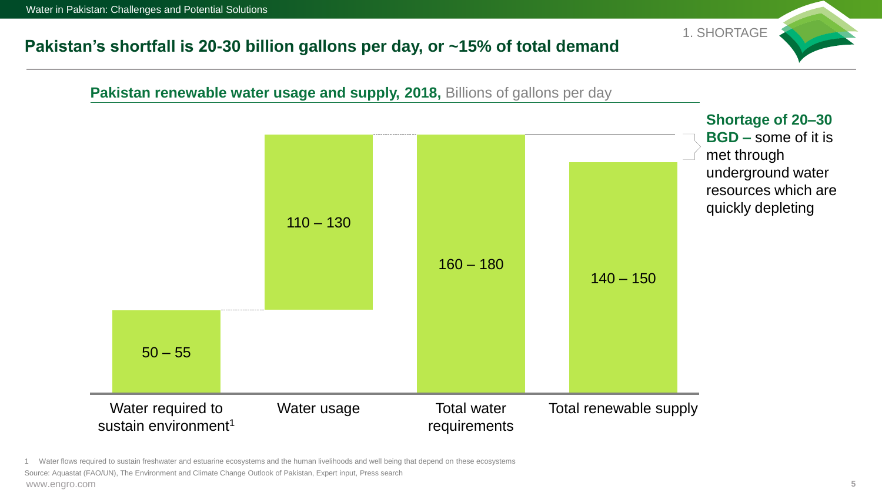## Pakistan's shortfall is 20-30 billion gallons per day, or ~15% of total demand

1. SHORTAGE

**Pakistan renewable water usage and supply, 2018,** Billions of gallons per day

| | Billions of gallons per day |
|---|---|
| Water required to sustain environment[1] | 50 – 55 |
| Water usage | 110 – 130 |
| Total water requirements | 160 – 180 |
| Total renewable supply | 140 – 150 |

**Shortage of 20–30 BGD –** some of it is met through underground water resources which are quickly depleting

1 Water flows required to sustain freshwater and estuarine ecosystems and the human livelihoods and well being that depend on these ecosystems

Source: Aquastat (FAO/UN), The Environment and Climate Change Outlook of Pakistan, Expert input, Press search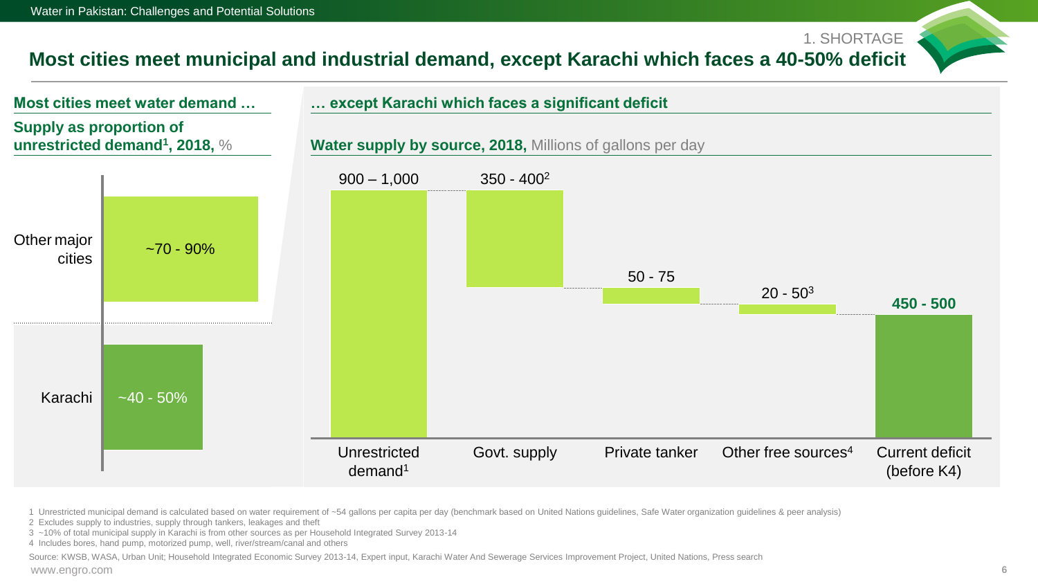1. SHORTAGE

# Most cities meet municipal and industrial demand, except Karachi which faces a 40-50% deficit

## Most cities meet water demand …

**Supply as proportion of unrestricted demand[1], 2018,** %

| City | Supply as proportion of unrestricted demand |
|---|---|
| Other major cities | ~70 - 90% |
| Karachi | ~40 - 50% |

## … except Karachi which faces a significant deficit

**Water supply by source, 2018,** Millions of gallons per day

| Category | Millions of gallons per day |
|---|---|
| Unrestricted demand[1] | 900 – 1,000 |
| Govt. supply | 350 - 400[2] |
| Private tanker | 50 - 75 |
| Other free sources[4] | 20 - 50[3] |
| Current deficit (before K4) | **450 - 500** |

1 Unrestricted municipal demand is calculated based on water requirement of ~54 gallons per capita per day (benchmark based on United Nations guidelines, Safe Water organization guidelines & peer analysis)

2 Excludes supply to industries, supply through tankers, leakages and theft

3 ~10% of total municipal supply in Karachi is from other sources as per Household Integrated Survey 2013-14

4 Includes bores, hand pump, motorized pump, well, river/stream/canal and others

Source: KWSB, WASA, Urban Unit; Household Integrated Economic Survey 2013-14, Expert input, Karachi Water And Sewerage Services Improvement Project, United Nations, Press search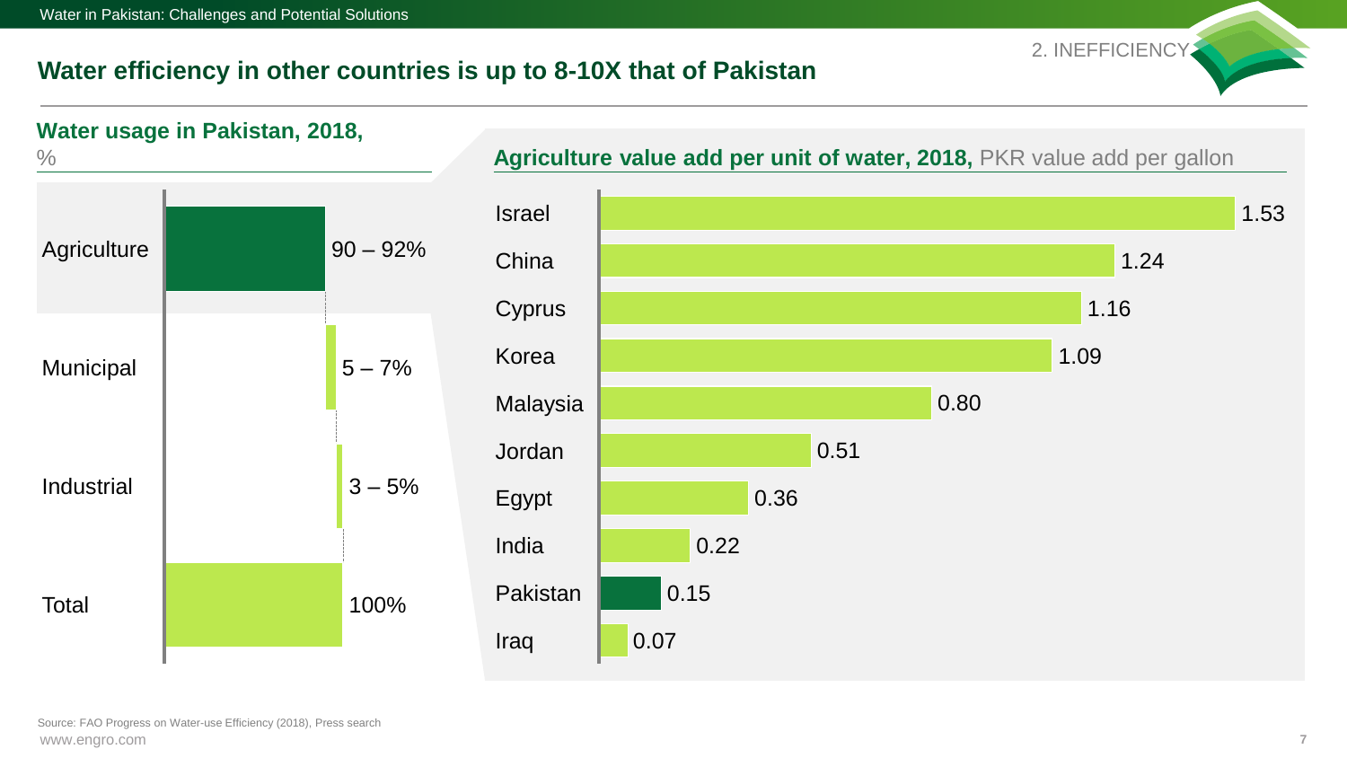2. INEFFICIENCY

# Water efficiency in other countries is up to 8-10X that of Pakistan

## Water usage in Pakistan, 2018, %

| Sector | Share |
|---|---|
| Agriculture | 90 – 92% |
| Municipal | 5 – 7% |
| Industrial | 3 – 5% |
| Total | 100% |

## Agriculture value add per unit of water, 2018, PKR value add per gallon

| Country | PKR value add per gallon |
|---|---|
| Israel | 1.53 |
| China | 1.24 |
| Cyprus | 1.16 |
| Korea | 1.09 |
| Malaysia | 0.80 |
| Jordan | 0.51 |
| Egypt | 0.36 |
| India | 0.22 |
| Pakistan | 0.15 |
| Iraq | 0.07 |

Source: FAO Progress on Water-use Efficiency (2018), Press search

www.engro.com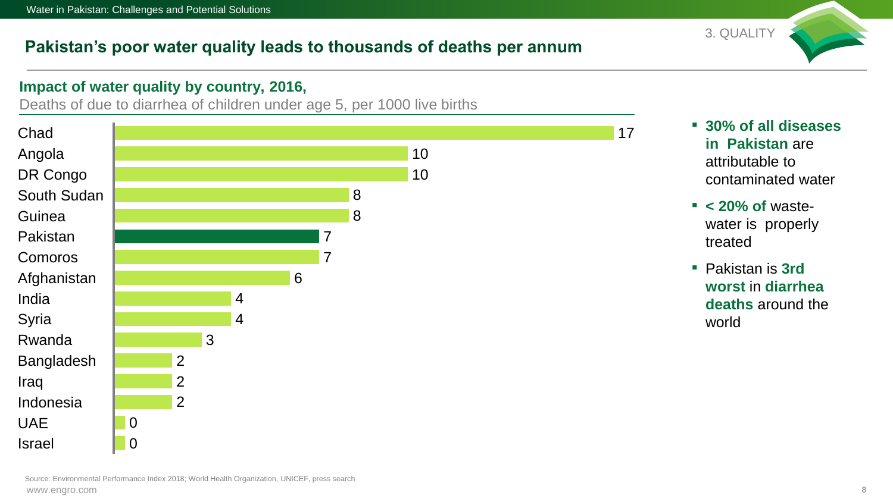## Pakistan's poor water quality leads to thousands of deaths per annum

3. QUALITY

### Impact of water quality by country, 2016,

Deaths of due to diarrhea of children under age 5, per 1000 live births

| Country | Deaths |
|---|---|
| Chad | 17 |
| Angola | 10 |
| DR Congo | 10 |
| South Sudan | 8 |
| Guinea | 8 |
| Pakistan | 7 |
| Comoros | 7 |
| Afghanistan | 6 |
| India | 4 |
| Syria | 4 |
| Rwanda | 3 |
| Bangladesh | 2 |
| Iraq | 2 |
| Indonesia | 2 |
| UAE | 0 |
| Israel | 0 |

- **30% of all diseases in Pakistan** are attributable to contaminated water
- **< 20% of** waste-water is properly treated
- Pakistan is **3rd worst** in **diarrhea deaths** around the world

Source: Environmental Performance Index 2018; World Health Organization, UNICEF, press search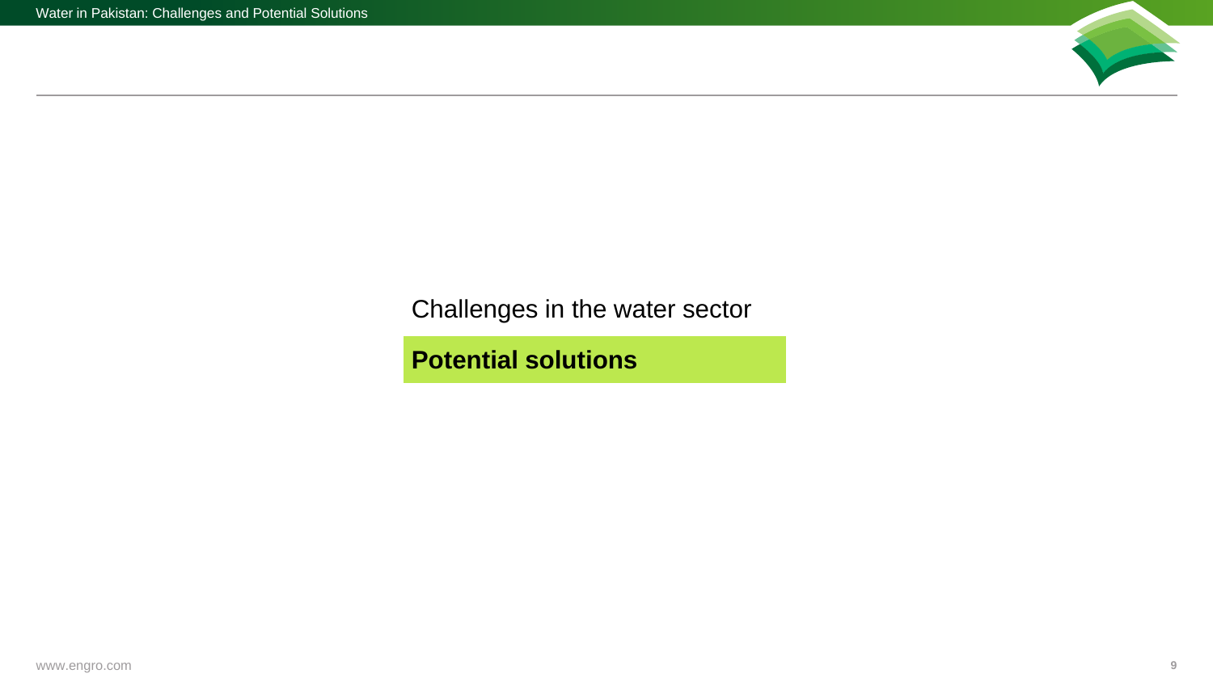Challenges in the water sector

**Potential solutions**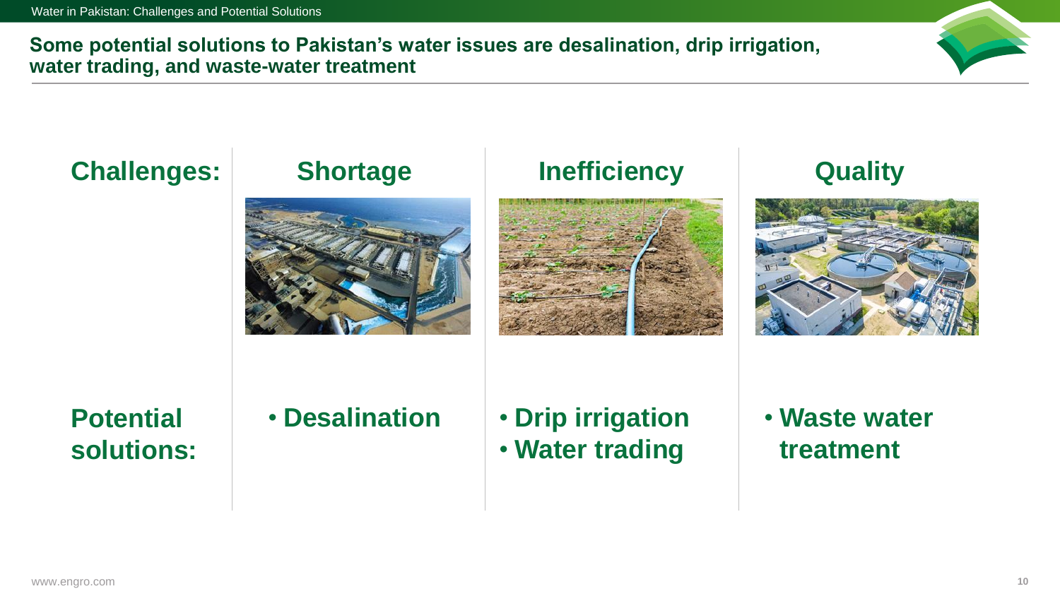## Some potential solutions to Pakistan's water issues are desalination, drip irrigation, water trading, and waste-water treatment

| Challenges: | Shortage | Inefficiency | Quality |
|---|---|---|---|
| Potential solutions: | • Desalination | • Drip irrigation<br>• Water trading | • Waste water treatment |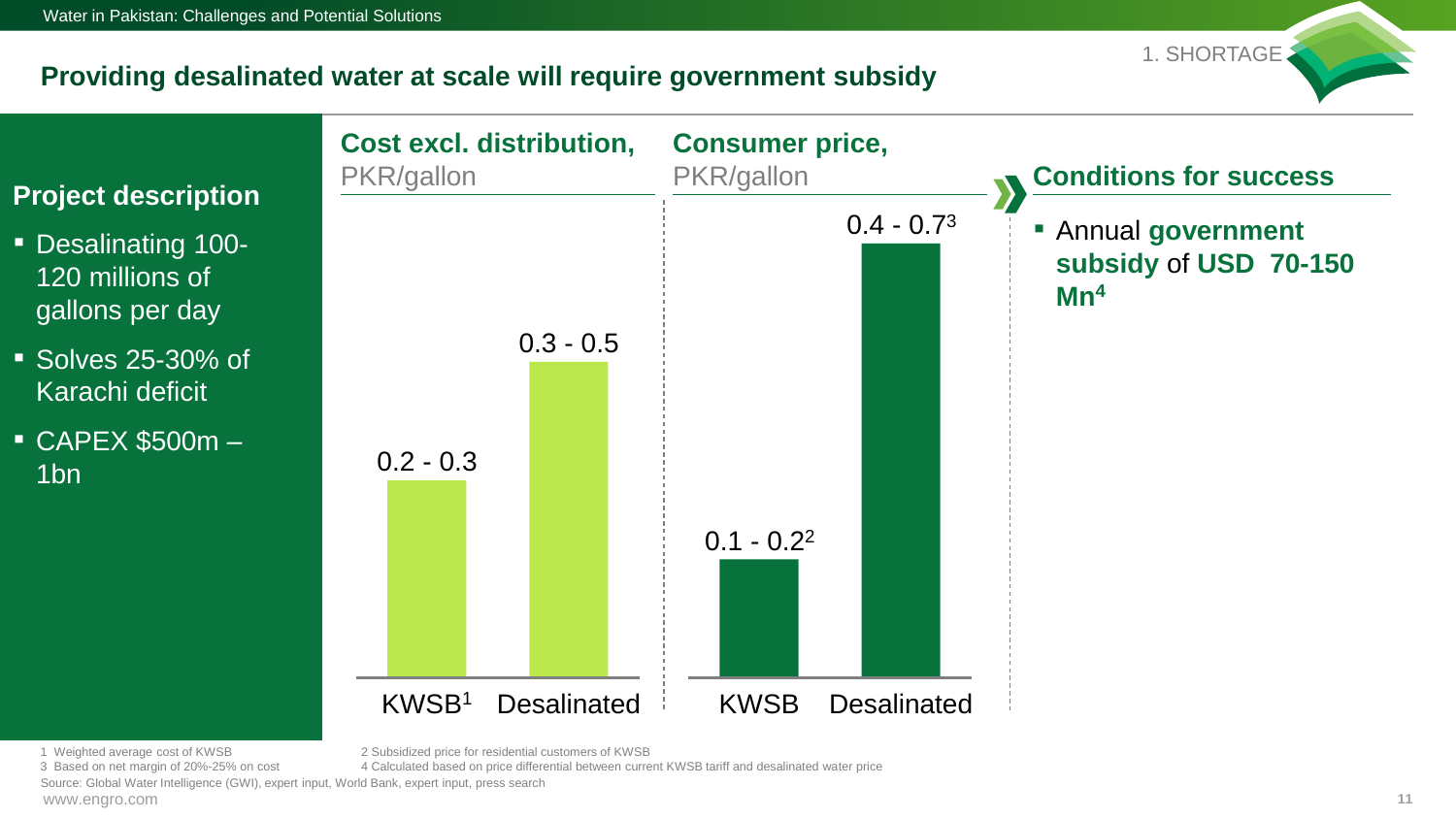## Providing desalinated water at scale will require government subsidy

1. SHORTAGE

### Project description

- Desalinating 100-120 millions of gallons per day
- Solves 25-30% of Karachi deficit
- CAPEX $500m – 1bn

**Cost excl. distribution,** PKR/gallon

| | KWSB[1] | Desalinated |
|---|---|---|
| Cost excl. distribution | 0.2 - 0.3 | 0.3 - 0.5 |

**Consumer price,** PKR/gallon

| | KWSB | Desalinated |
|---|---|---|
| Consumer price | 0.1 - 0.2[2] | 0.4 - 0.7[3] |

### Conditions for success

- Annual **government subsidy** of **USD 70-150 Mn[4]**

1 Weighted average cost of KWSB
2 Subsidized price for residential customers of KWSB
3 Based on net margin of 20%-25% on cost
4 Calculated based on price differential between current KWSB tariff and desalinated water price

Source: Global Water Intelligence (GWI), expert input, World Bank, expert input, press search

www.engro.com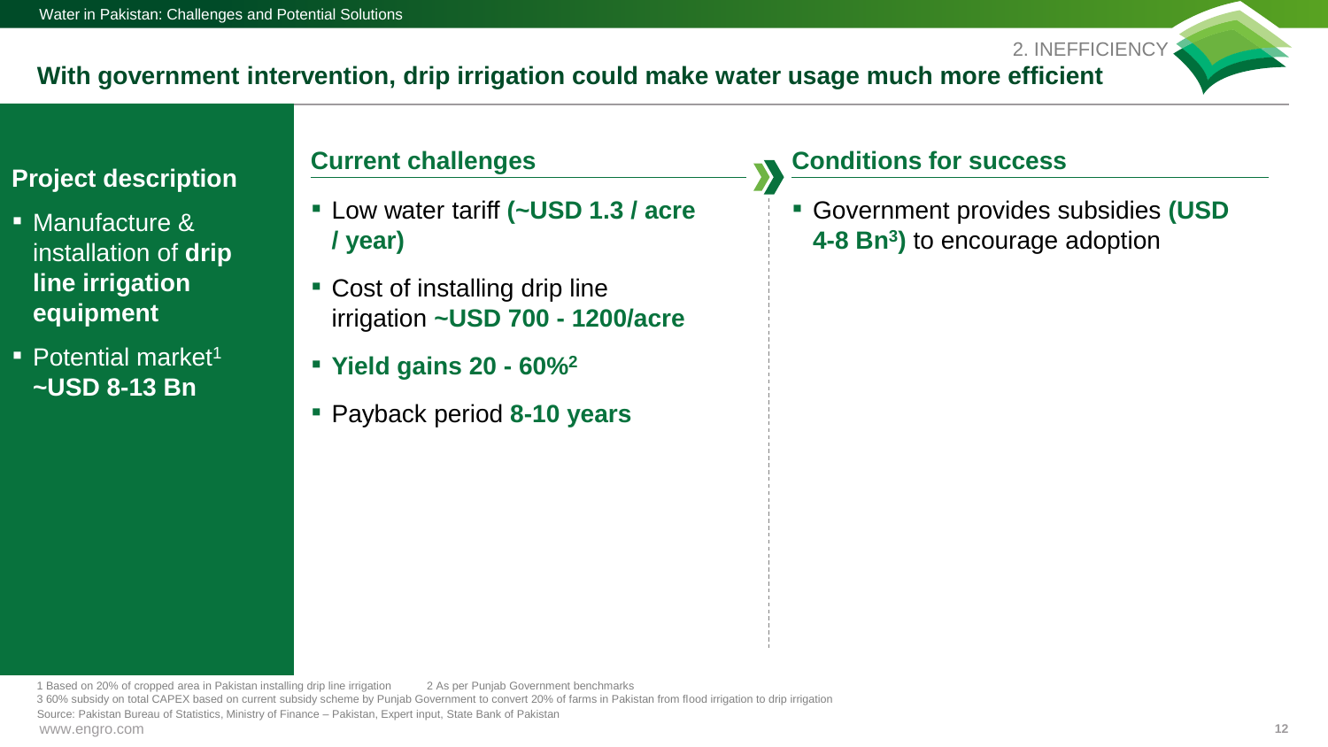2. INEFFICIENCY

## With government intervention, drip irrigation could make water usage much more efficient

### Project description

- Manufacture & installation of **drip line irrigation equipment**
- Potential market[1] **~USD 8-13 Bn**

### Current challenges

- Low water tariff **(~USD 1.3 / acre / year)**
- Cost of installing drip line irrigation **~USD 700 - 1200/acre**
- **Yield gains 20 - 60%[2]**
- Payback period **8-10 years**

### Conditions for success

- Government provides subsidies **(USD 4-8 Bn[3])** to encourage adoption

1 Based on 20% of cropped area in Pakistan installing drip line irrigation 2 As per Punjab Government benchmarks
3 60% subsidy on total CAPEX based on current subsidy scheme by Punjab Government to convert 20% of farms in Pakistan from flood irrigation to drip irrigation
Source: Pakistan Bureau of Statistics, Ministry of Finance – Pakistan, Expert input, State Bank of Pakistan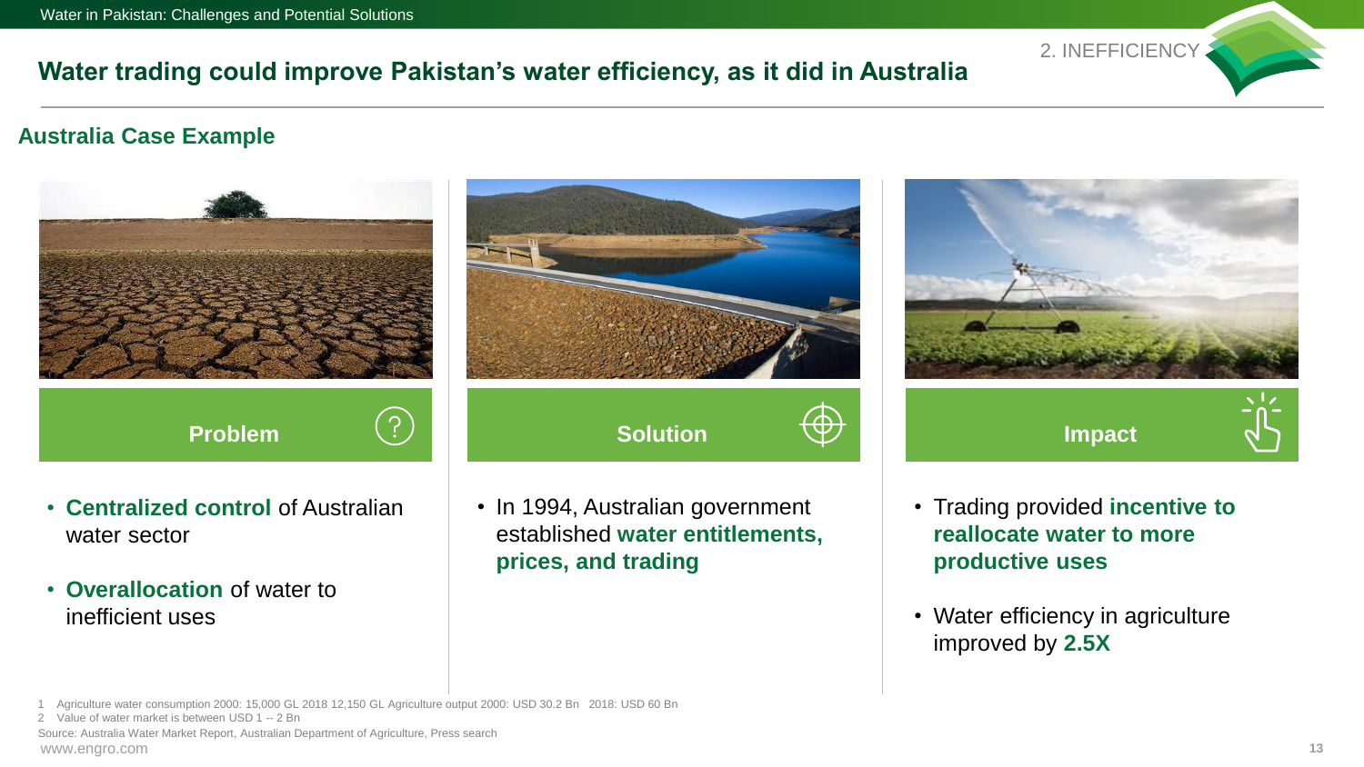2. INEFFICIENCY

# Water trading could improve Pakistan's water efficiency, as it did in Australia

## Australia Case Example

### Problem

- **Centralized control** of Australian water sector
- **Overallocation** of water to inefficient uses

### Solution

- In 1994, Australian government established **water entitlements, prices, and trading**

### Impact

- Trading provided **incentive to reallocate water to more productive uses**
- Water efficiency in agriculture improved by **2.5X**

1 Agriculture water consumption 2000: 15,000 GL 2018 12,150 GL Agriculture output 2000: USD 30.2 Bn 2018: USD 60 Bn
2 Value of water market is between USD 1 -- 2 Bn

Source: Australia Water Market Report, Australian Department of Agriculture, Press search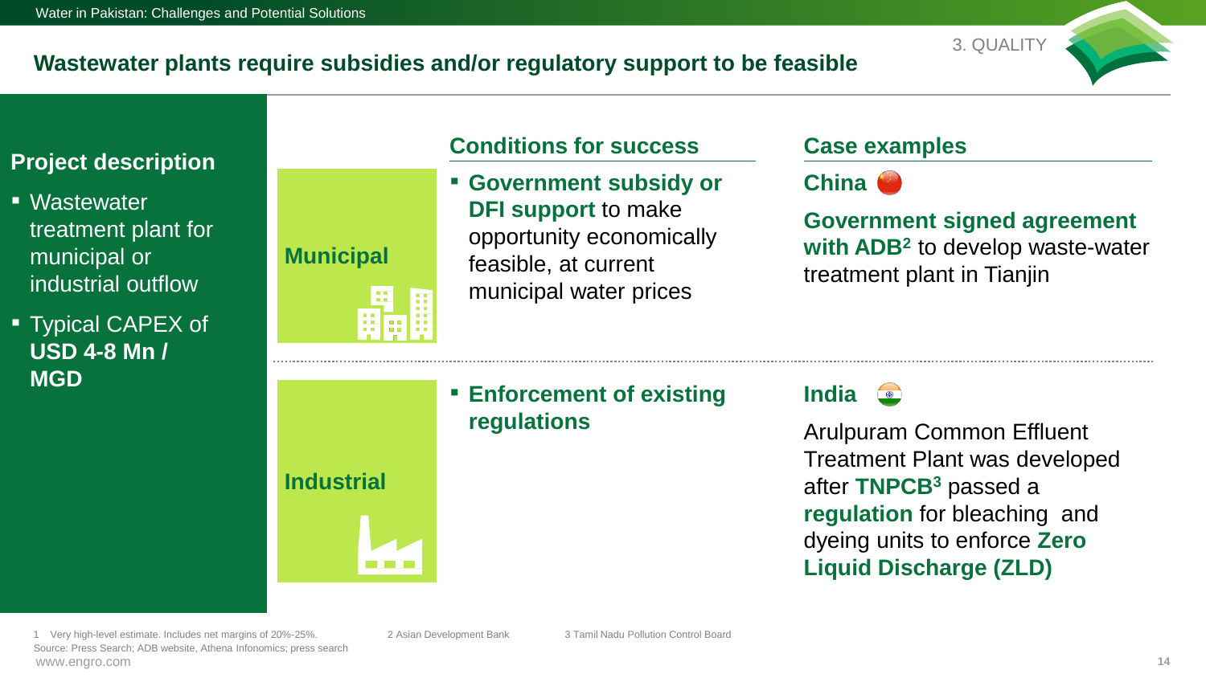## Wastewater plants require subsidies and/or regulatory support to be feasible

3. QUALITY

### Project description

- Wastewater treatment plant for municipal or industrial outflow
- Typical CAPEX of **USD 4-8 Mn / MGD**

| | Conditions for success | Case examples |
|---|---|---|
| **Municipal** | ▪ **Government subsidy or DFI support** to make opportunity economically feasible, at current municipal water prices | **China** <br> **Government signed agreement with ADB[2]** to develop waste-water treatment plant in Tianjin |
| **Industrial** | ▪ **Enforcement of existing regulations** | **India** <br> Arulpuram Common Effluent Treatment Plant was developed after **TNPCB[3]** passed a **regulation** for bleaching and dyeing units to enforce **Zero Liquid Discharge (ZLD)** |

1 Very high-level estimate. Includes net margins of 20%-25%.
2 Asian Development Bank
3 Tamil Nadu Pollution Control Board

Source: Press Search; ADB website, Athena Infonomics; press search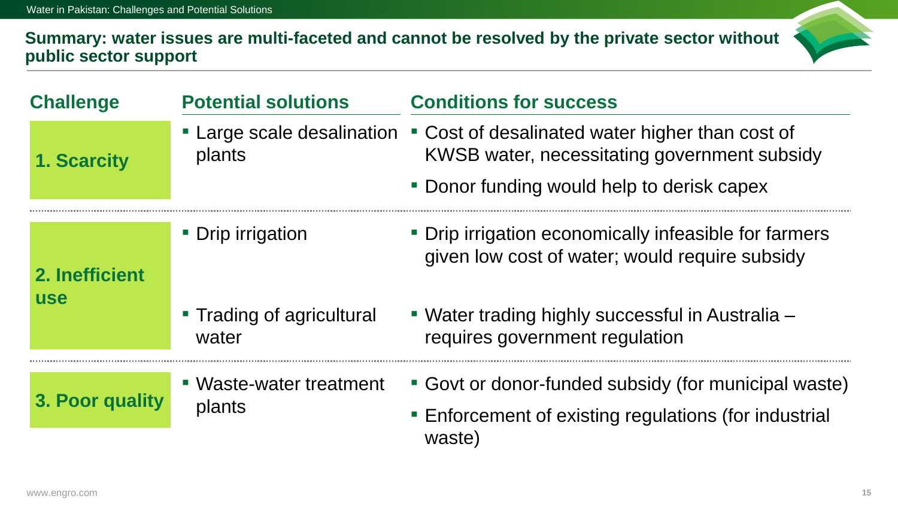## Summary: water issues are multi-faceted and cannot be resolved by the private sector without public sector support

| Challenge | Potential solutions | Conditions for success |
| --- | --- | --- |
| 1. Scarcity | ▪ Large scale desalination plants | ▪ Cost of desalinated water higher than cost of KWSB water, necessitating government subsidy<br>▪ Donor funding would help to derisk capex |
| 2. Inefficient use | ▪ Drip irrigation | ▪ Drip irrigation economically infeasible for farmers given low cost of water; would require subsidy |
| | ▪ Trading of agricultural water | ▪ Water trading highly successful in Australia – requires government regulation |
| 3. Poor quality | ▪ Waste-water treatment plants | ▪ Govt or donor-funded subsidy (for municipal waste)<br>▪ Enforcement of existing regulations (for industrial waste) |

www.engro.com